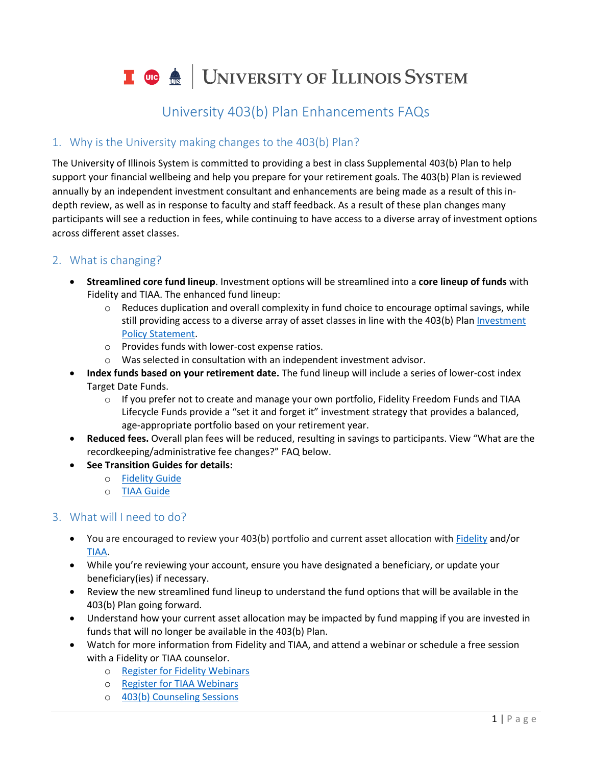# UNIVERSITY OF ILLINOIS SYSTEM

## University 403(b) Plan Enhancements FAQs

### 1. Why is the University making changes to the 403(b) Plan?

The University of Illinois System is committed to providing a best in class Supplemental 403(b) Plan to help support your financial wellbeing and help you prepare for your retirement goals. The 403(b) Plan is reviewed annually by an independent investment consultant and enhancements are being made as a result of this in-depth review, as well as in response to faculty and staff feedback. As a result of these plan changes many participants will see a reduction in fees, while continuing to have access to a diverse array of investment options across different asset classes.

### 2. What is changing?

- **Streamlined core fund lineup**. Investment options will be streamlined into a **core lineup of funds** with Fidelity and TIAA. The enhanced fund lineup:
  - Reduces duplication and overall complexity in fund choice to encourage optimal savings, while still providing access to a diverse array of asset classes in line with the 403(b) Plan Investment Policy Statement.
  - Provides funds with lower-cost expense ratios.
  - Was selected in consultation with an independent investment advisor.
- **Index funds based on your retirement date.** The fund lineup will include a series of lower-cost index Target Date Funds.
  - If you prefer not to create and manage your own portfolio, Fidelity Freedom Funds and TIAA Lifecycle Funds provide a "set it and forget it" investment strategy that provides a balanced, age-appropriate portfolio based on your retirement year.
- **Reduced fees.** Overall plan fees will be reduced, resulting in savings to participants. View "What are the recordkeeping/administrative fee changes?" FAQ below.
- **See Transition Guides for details:**
  - Fidelity Guide
  - TIAA Guide

### 3. What will I need to do?

- You are encouraged to review your 403(b) portfolio and current asset allocation with Fidelity and/or TIAA.
- While you're reviewing your account, ensure you have designated a beneficiary, or update your beneficiary(ies) if necessary.
- Review the new streamlined fund lineup to understand the fund options that will be available in the 403(b) Plan going forward.
- Understand how your current asset allocation may be impacted by fund mapping if you are invested in funds that will no longer be available in the 403(b) Plan.
- Watch for more information from Fidelity and TIAA, and attend a webinar or schedule a free session with a Fidelity or TIAA counselor.
  - Register for Fidelity Webinars
  - Register for TIAA Webinars
  - 403(b) Counseling Sessions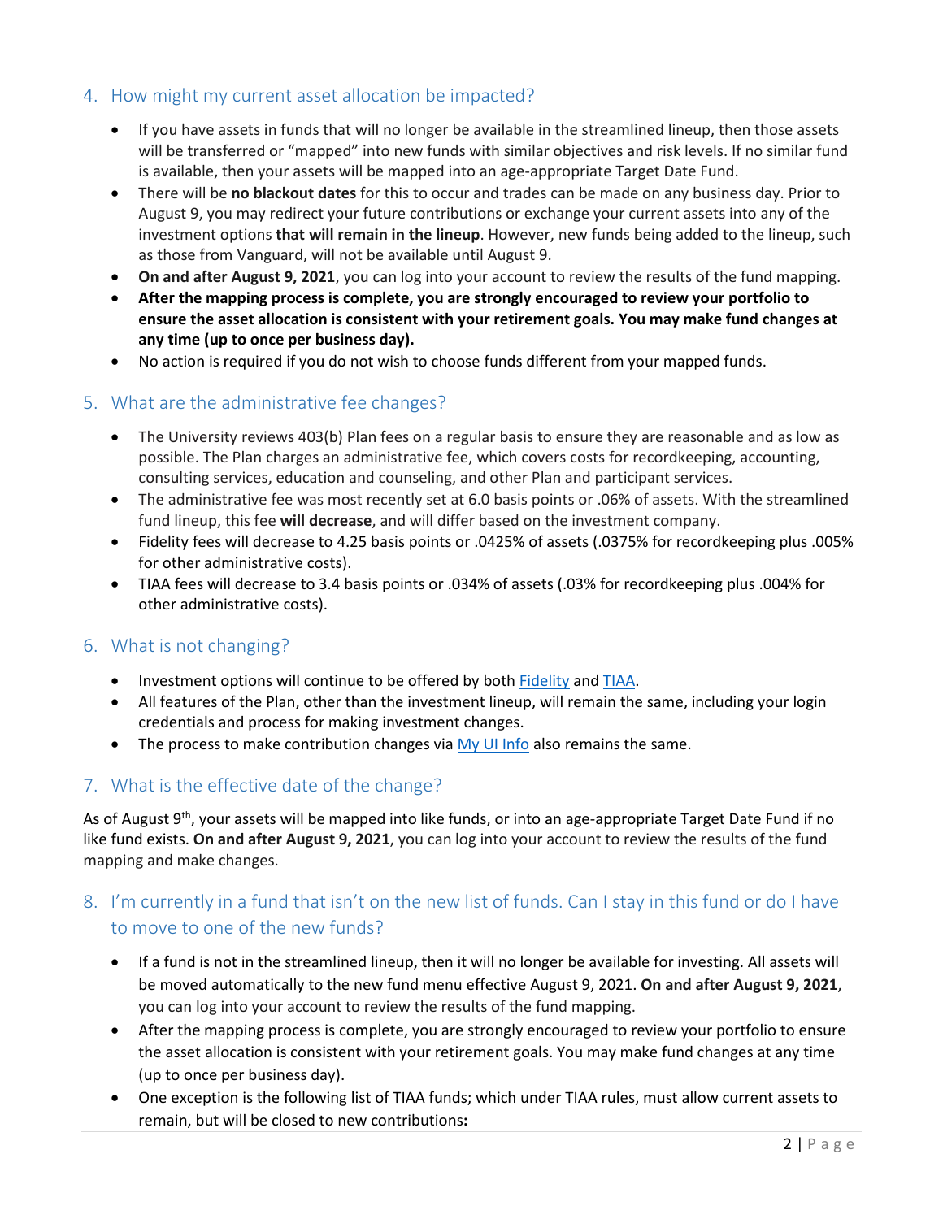## 4. How might my current asset allocation be impacted?

- If you have assets in funds that will no longer be available in the streamlined lineup, then those assets will be transferred or "mapped" into new funds with similar objectives and risk levels. If no similar fund is available, then your assets will be mapped into an age-appropriate Target Date Fund.
- There will be **no blackout dates** for this to occur and trades can be made on any business day. Prior to August 9, you may redirect your future contributions or exchange your current assets into any of the investment options **that will remain in the lineup**. However, new funds being added to the lineup, such as those from Vanguard, will not be available until August 9.
- **On and after August 9, 2021**, you can log into your account to review the results of the fund mapping.
- **After the mapping process is complete, you are strongly encouraged to review your portfolio to ensure the asset allocation is consistent with your retirement goals. You may make fund changes at any time (up to once per business day).**
- No action is required if you do not wish to choose funds different from your mapped funds.

## 5. What are the administrative fee changes?

- The University reviews 403(b) Plan fees on a regular basis to ensure they are reasonable and as low as possible. The Plan charges an administrative fee, which covers costs for recordkeeping, accounting, consulting services, education and counseling, and other Plan and participant services.
- The administrative fee was most recently set at 6.0 basis points or .06% of assets. With the streamlined fund lineup, this fee **will decrease**, and will differ based on the investment company.
- Fidelity fees will decrease to 4.25 basis points or .0425% of assets (.0375% for recordkeeping plus .005% for other administrative costs).
- TIAA fees will decrease to 3.4 basis points or .034% of assets (.03% for recordkeeping plus .004% for other administrative costs).

## 6. What is not changing?

- Investment options will continue to be offered by both Fidelity and TIAA.
- All features of the Plan, other than the investment lineup, will remain the same, including your login credentials and process for making investment changes.
- The process to make contribution changes via My UI Info also remains the same.

## 7. What is the effective date of the change?

As of August 9th, your assets will be mapped into like funds, or into an age-appropriate Target Date Fund if no like fund exists. **On and after August 9, 2021**, you can log into your account to review the results of the fund mapping and make changes.

## 8. I'm currently in a fund that isn't on the new list of funds. Can I stay in this fund or do I have to move to one of the new funds?

- If a fund is not in the streamlined lineup, then it will no longer be available for investing. All assets will be moved automatically to the new fund menu effective August 9, 2021. **On and after August 9, 2021**, you can log into your account to review the results of the fund mapping.
- After the mapping process is complete, you are strongly encouraged to review your portfolio to ensure the asset allocation is consistent with your retirement goals. You may make fund changes at any time (up to once per business day).
- One exception is the following list of TIAA funds; which under TIAA rules, must allow current assets to remain, but will be closed to new contributions**:**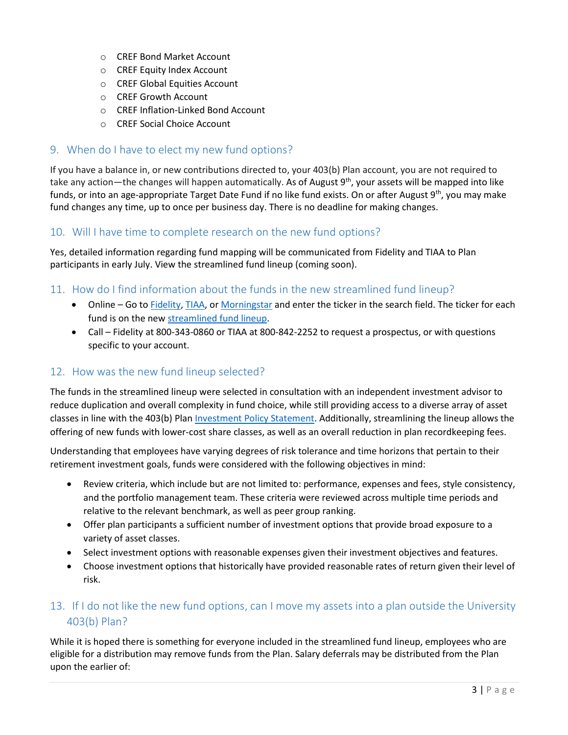- CREF Bond Market Account
- CREF Equity Index Account
- CREF Global Equities Account
- CREF Growth Account
- CREF Inflation-Linked Bond Account
- CREF Social Choice Account

## 9. When do I have to elect my new fund options?

If you have a balance in, or new contributions directed to, your 403(b) Plan account, you are not required to take any action—the changes will happen automatically. As of August 9th, your assets will be mapped into like funds, or into an age-appropriate Target Date Fund if no like fund exists. On or after August 9th, you may make fund changes any time, up to once per business day. There is no deadline for making changes.

## 10. Will I have time to complete research on the new fund options?

Yes, detailed information regarding fund mapping will be communicated from Fidelity and TIAA to Plan participants in early July. View the streamlined fund lineup (coming soon).

## 11. How do I find information about the funds in the new streamlined fund lineup?

- Online – Go to Fidelity, TIAA, or Morningstar and enter the ticker in the search field. The ticker for each fund is on the new streamlined fund lineup.
- Call – Fidelity at 800-343-0860 or TIAA at 800-842-2252 to request a prospectus, or with questions specific to your account.

## 12. How was the new fund lineup selected?

The funds in the streamlined lineup were selected in consultation with an independent investment advisor to reduce duplication and overall complexity in fund choice, while still providing access to a diverse array of asset classes in line with the 403(b) Plan Investment Policy Statement. Additionally, streamlining the lineup allows the offering of new funds with lower-cost share classes, as well as an overall reduction in plan recordkeeping fees.

Understanding that employees have varying degrees of risk tolerance and time horizons that pertain to their retirement investment goals, funds were considered with the following objectives in mind:

- Review criteria, which include but are not limited to: performance, expenses and fees, style consistency, and the portfolio management team. These criteria were reviewed across multiple time periods and relative to the relevant benchmark, as well as peer group ranking.
- Offer plan participants a sufficient number of investment options that provide broad exposure to a variety of asset classes.
- Select investment options with reasonable expenses given their investment objectives and features.
- Choose investment options that historically have provided reasonable rates of return given their level of risk.

## 13. If I do not like the new fund options, can I move my assets into a plan outside the University 403(b) Plan?

While it is hoped there is something for everyone included in the streamlined fund lineup, employees who are eligible for a distribution may remove funds from the Plan. Salary deferrals may be distributed from the Plan upon the earlier of: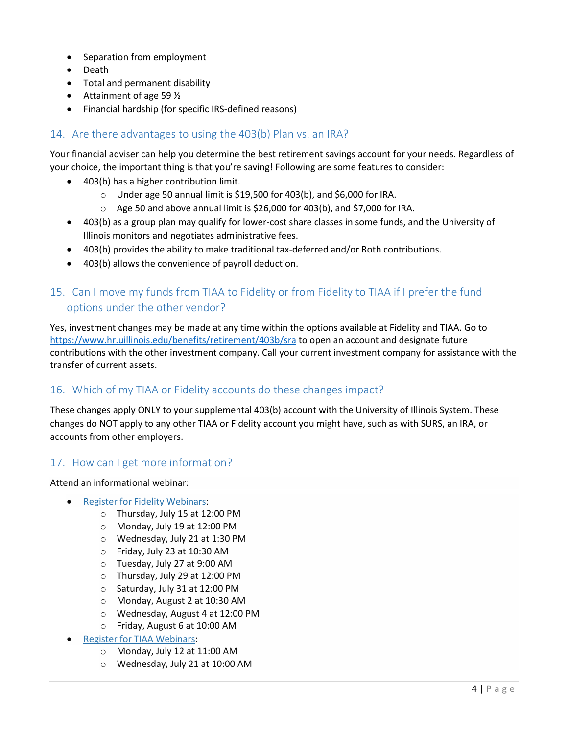- Separation from employment
- Death
- Total and permanent disability
- Attainment of age 59 ½
- Financial hardship (for specific IRS-defined reasons)

## 14. Are there advantages to using the 403(b) Plan vs. an IRA?

Your financial adviser can help you determine the best retirement savings account for your needs. Regardless of your choice, the important thing is that you're saving! Following are some features to consider:

- 403(b) has a higher contribution limit.
  - Under age 50 annual limit is $19,500 for 403(b), and $6,000 for IRA.
  - Age 50 and above annual limit is $26,000 for 403(b), and $7,000 for IRA.
- 403(b) as a group plan may qualify for lower-cost share classes in some funds, and the University of Illinois monitors and negotiates administrative fees.
- 403(b) provides the ability to make traditional tax-deferred and/or Roth contributions.
- 403(b) allows the convenience of payroll deduction.

## 15. Can I move my funds from TIAA to Fidelity or from Fidelity to TIAA if I prefer the fund options under the other vendor?

Yes, investment changes may be made at any time within the options available at Fidelity and TIAA. Go to [https://www.hr.uillinois.edu/benefits/retirement/403b/sra](https://www.hr.uillinois.edu/benefits/retirement/403b/sra) to open an account and designate future contributions with the other investment company. Call your current investment company for assistance with the transfer of current assets.

## 16. Which of my TIAA or Fidelity accounts do these changes impact?

These changes apply ONLY to your supplemental 403(b) account with the University of Illinois System. These changes do NOT apply to any other TIAA or Fidelity account you might have, such as with SURS, an IRA, or accounts from other employers.

## 17. How can I get more information?

Attend an informational webinar:

- Register for Fidelity Webinars:
  - Thursday, July 15 at 12:00 PM
  - Monday, July 19 at 12:00 PM
  - Wednesday, July 21 at 1:30 PM
  - Friday, July 23 at 10:30 AM
  - Tuesday, July 27 at 9:00 AM
  - Thursday, July 29 at 12:00 PM
  - Saturday, July 31 at 12:00 PM
  - Monday, August 2 at 10:30 AM
  - Wednesday, August 4 at 12:00 PM
  - Friday, August 6 at 10:00 AM
- Register for TIAA Webinars:
  - Monday, July 12 at 11:00 AM
  - Wednesday, July 21 at 10:00 AM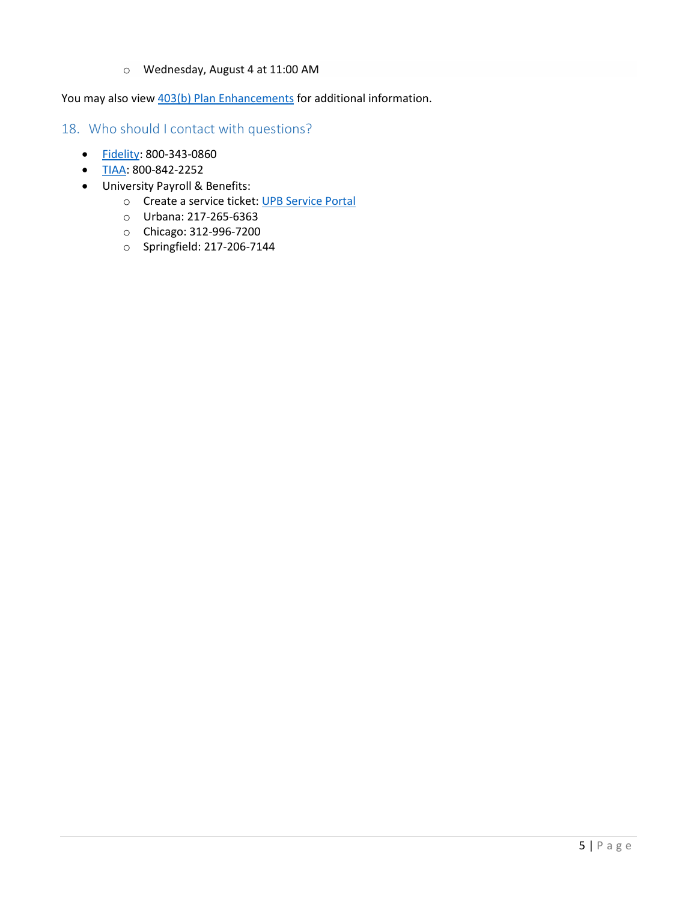- Wednesday, August 4 at 11:00 AM

You may also view [403(b) Plan Enhancements] for additional information.

## 18. Who should I contact with questions?

- Fidelity: 800-343-0860
- TIAA: 800-842-2252
- University Payroll & Benefits:
  - Create a service ticket: UPB Service Portal
  - Urbana: 217-265-6363
  - Chicago: 312-996-7200
  - Springfield: 217-206-7144